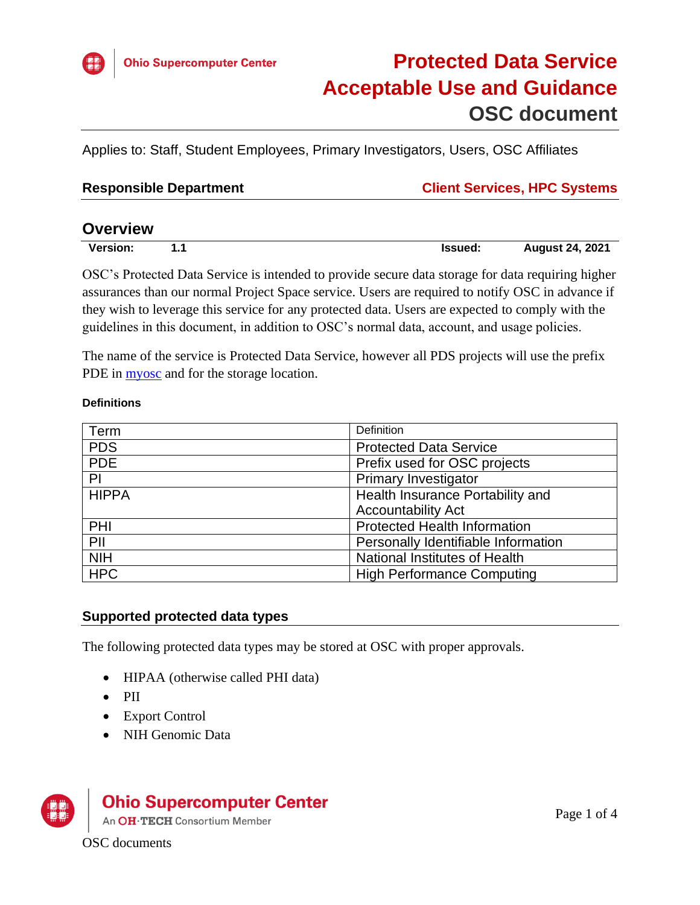# Protected Data Service Acceptable Use and Guidance

## OSC document

Applies to: Staff, Student Employees, Primary Investigators, Users, OSC Affiliates

**Responsible Department** — **Client Services, HPC Systems**

## Overview

**Version:** 1.1 **Issued:** August 24, 2021

OSC's Protected Data Service is intended to provide secure data storage for data requiring higher assurances than our normal Project Space service. Users are required to notify OSC in advance if they wish to leverage this service for any protected data. Users are expected to comply with the guidelines in this document, in addition to OSC's normal data, account, and usage policies.

The name of the service is Protected Data Service, however all PDS projects will use the prefix PDE in myosc and for the storage location.

#### Definitions

| Term | Definition |
|---|---|
| PDS | Protected Data Service |
| PDE | Prefix used for OSC projects |
| PI | Primary Investigator |
| HIPPA | Health Insurance Portability and Accountability Act |
| PHI | Protected Health Information |
| PII | Personally Identifiable Information |
| NIH | National Institutes of Health |
| HPC | High Performance Computing |

### Supported protected data types

The following protected data types may be stored at OSC with proper approvals.

- HIPAA (otherwise called PHI data)
- PII
- Export Control
- NIH Genomic Data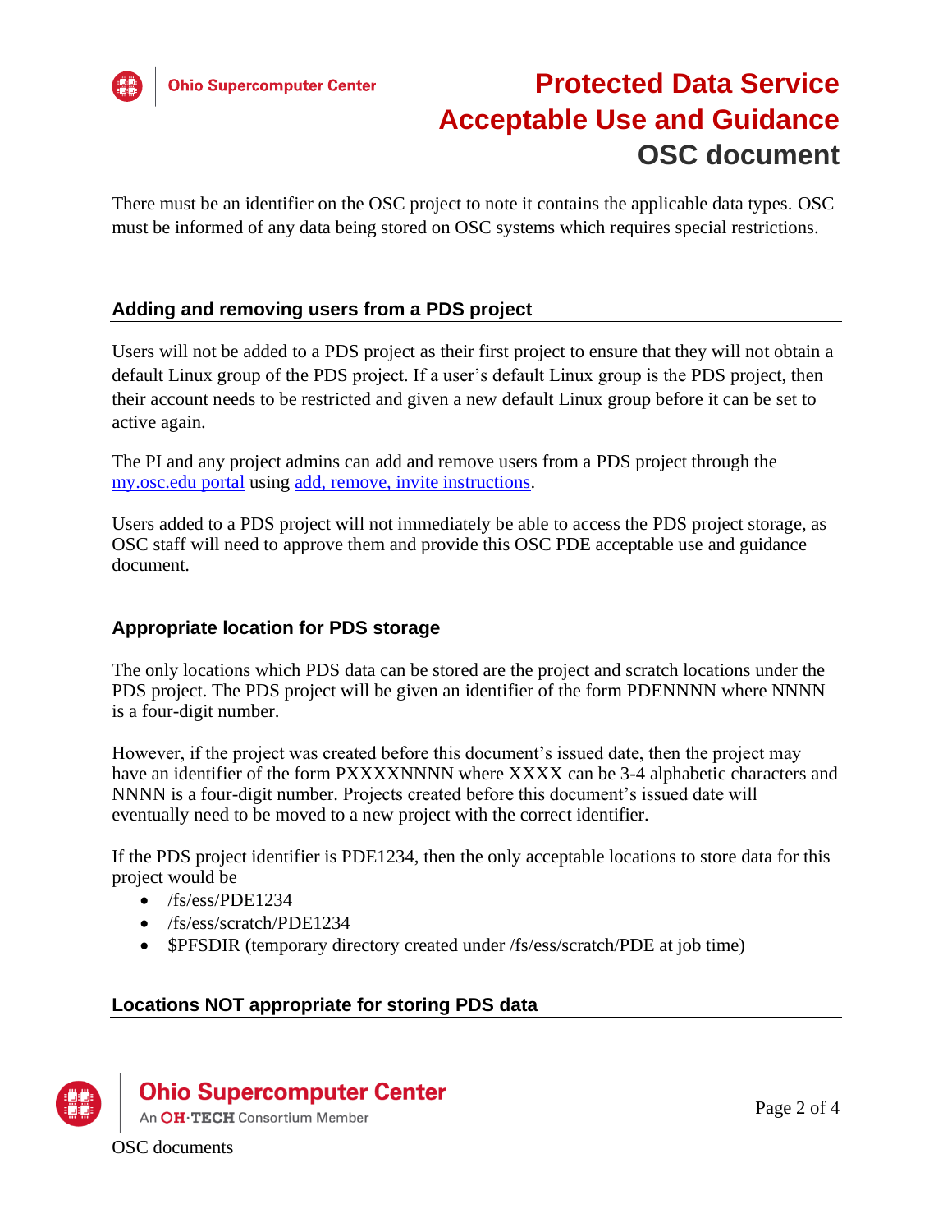There must be an identifier on the OSC project to note it contains the applicable data types. OSC must be informed of any data being stored on OSC systems which requires special restrictions.

## Adding and removing users from a PDS project

Users will not be added to a PDS project as their first project to ensure that they will not obtain a default Linux group of the PDS project. If a user's default Linux group is the PDS project, then their account needs to be restricted and given a new default Linux group before it can be set to active again.

The PI and any project admins can add and remove users from a PDS project through the [my.osc.edu portal](my.osc.edu) using [add, remove, invite instructions](add, remove, invite instructions).

Users added to a PDS project will not immediately be able to access the PDS project storage, as OSC staff will need to approve them and provide this OSC PDE acceptable use and guidance document.

## Appropriate location for PDS storage

The only locations which PDS data can be stored are the project and scratch locations under the PDS project. The PDS project will be given an identifier of the form PDENNNN where NNNN is a four-digit number.

However, if the project was created before this document's issued date, then the project may have an identifier of the form PXXXXNNNN where XXXX can be 3-4 alphabetic characters and NNNN is a four-digit number. Projects created before this document's issued date will eventually need to be moved to a new project with the correct identifier.

If the PDS project identifier is PDE1234, then the only acceptable locations to store data for this project would be

- /fs/ess/PDE1234
- /fs/ess/scratch/PDE1234
- $PFSDIR (temporary directory created under /fs/ess/scratch/PDE at job time)

## Locations NOT appropriate for storing PDS data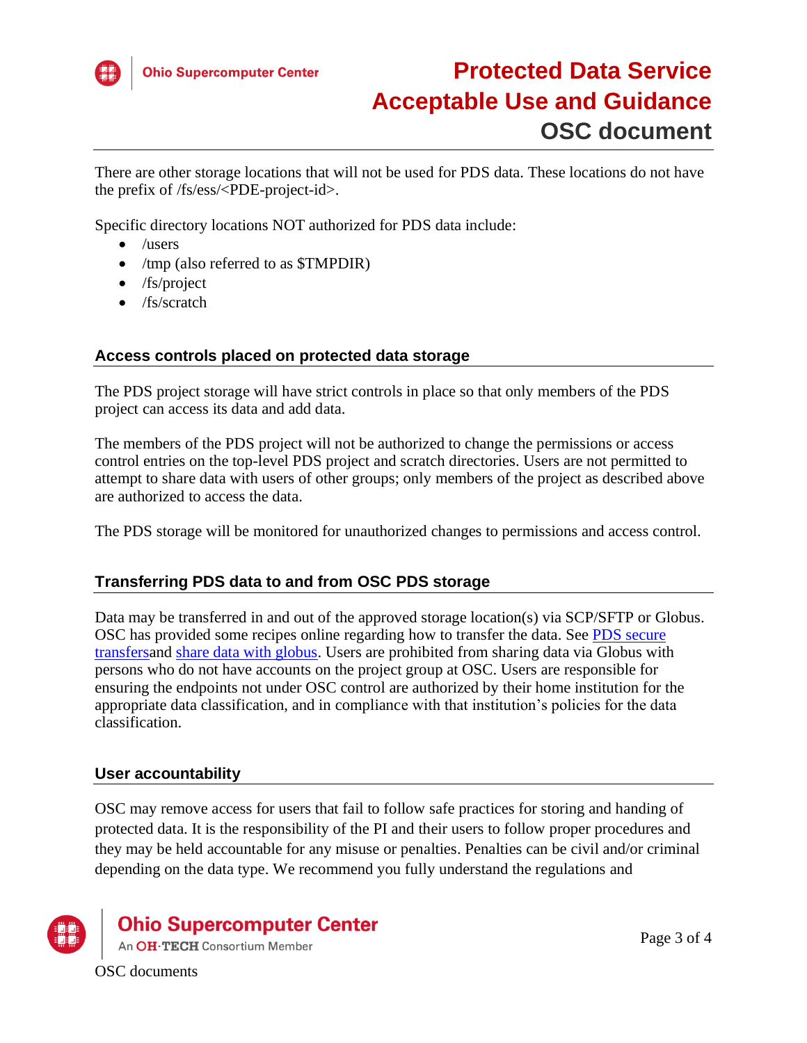There are other storage locations that will not be used for PDS data. These locations do not have the prefix of /fs/ess/<PDE-project-id>.

Specific directory locations NOT authorized for PDS data include:

- /users
- /tmp (also referred to as $TMPDIR)
- /fs/project
- /fs/scratch

## Access controls placed on protected data storage

The PDS project storage will have strict controls in place so that only members of the PDS project can access its data and add data.

The members of the PDS project will not be authorized to change the permissions or access control entries on the top-level PDS project and scratch directories. Users are not permitted to attempt to share data with users of other groups; only members of the project as described above are authorized to access the data.

The PDS storage will be monitored for unauthorized changes to permissions and access control.

## Transferring PDS data to and from OSC PDS storage

Data may be transferred in and out of the approved storage location(s) via SCP/SFTP or Globus. OSC has provided some recipes online regarding how to transfer the data. See PDS secure transfersand share data with globus. Users are prohibited from sharing data via Globus with persons who do not have accounts on the project group at OSC. Users are responsible for ensuring the endpoints not under OSC control are authorized by their home institution for the appropriate data classification, and in compliance with that institution's policies for the data classification.

## User accountability

OSC may remove access for users that fail to follow safe practices for storing and handing of protected data. It is the responsibility of the PI and their users to follow proper procedures and they may be held accountable for any misuse or penalties. Penalties can be civil and/or criminal depending on the data type. We recommend you fully understand the regulations and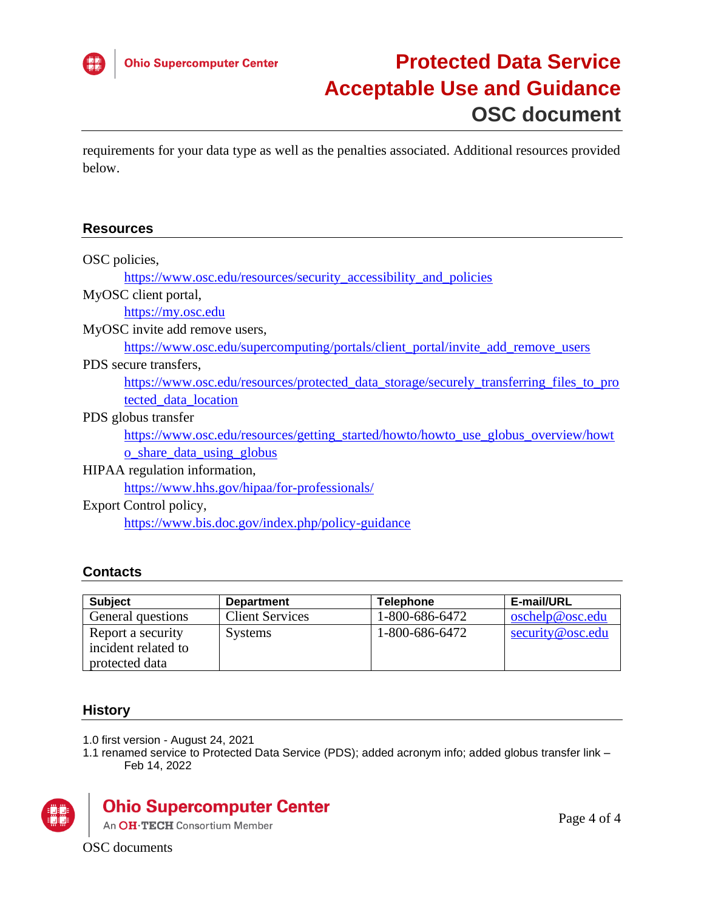requirements for your data type as well as the penalties associated. Additional resources provided below.

## Resources

OSC policies,
    https://www.osc.edu/resources/security_accessibility_and_policies

MyOSC client portal,
    https://my.osc.edu

MyOSC invite add remove users,
    https://www.osc.edu/supercomputing/portals/client_portal/invite_add_remove_users

PDS secure transfers,
    https://www.osc.edu/resources/protected_data_storage/securely_transferring_files_to_protected_data_location

PDS globus transfer
    https://www.osc.edu/resources/getting_started/howto/howto_use_globus_overview/howto_share_data_using_globus

HIPAA regulation information,
    https://www.hhs.gov/hipaa/for-professionals/

Export Control policy,
    https://www.bis.doc.gov/index.php/policy-guidance

## Contacts

| Subject | Department | Telephone | E-mail/URL |
|---|---|---|---|
| General questions | Client Services | 1-800-686-6472 | oschelp@osc.edu |
| Report a security incident related to protected data | Systems | 1-800-686-6472 | security@osc.edu |

## History

1.0 first version - August 24, 2021

1.1 renamed service to Protected Data Service (PDS); added acronym info; added globus transfer link – Feb 14, 2022